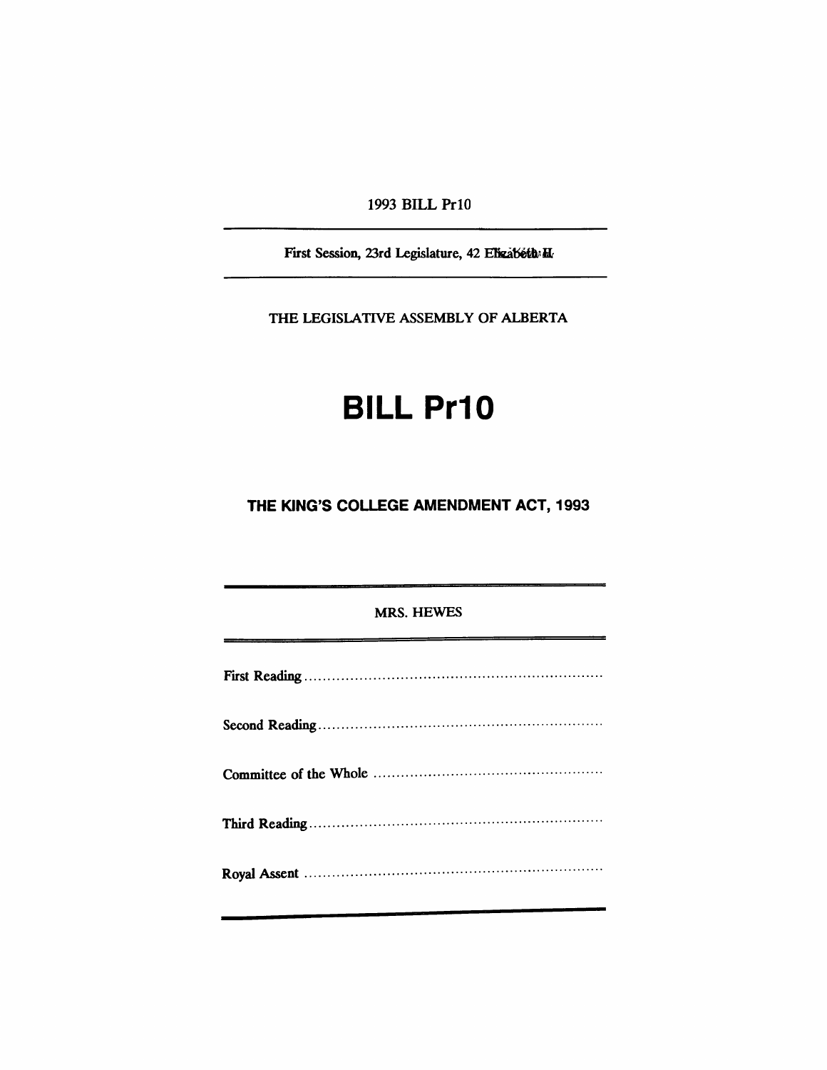1993 BILL Pr10

First Session, 23rd Legislature, 42 Elizabeth II

THE LEGISLATIVE ASSEMBLY OF ALBERTA

# BILL Pr10

## THE KING'S COLLEGE AMENDMENT ACT, 1993

MRS. HEWES

First Reading ..................................................................

Second Reading ..............................................................

Committee of the Whole ..................................................

Third Reading ................................................................

Royal Assent .................................................................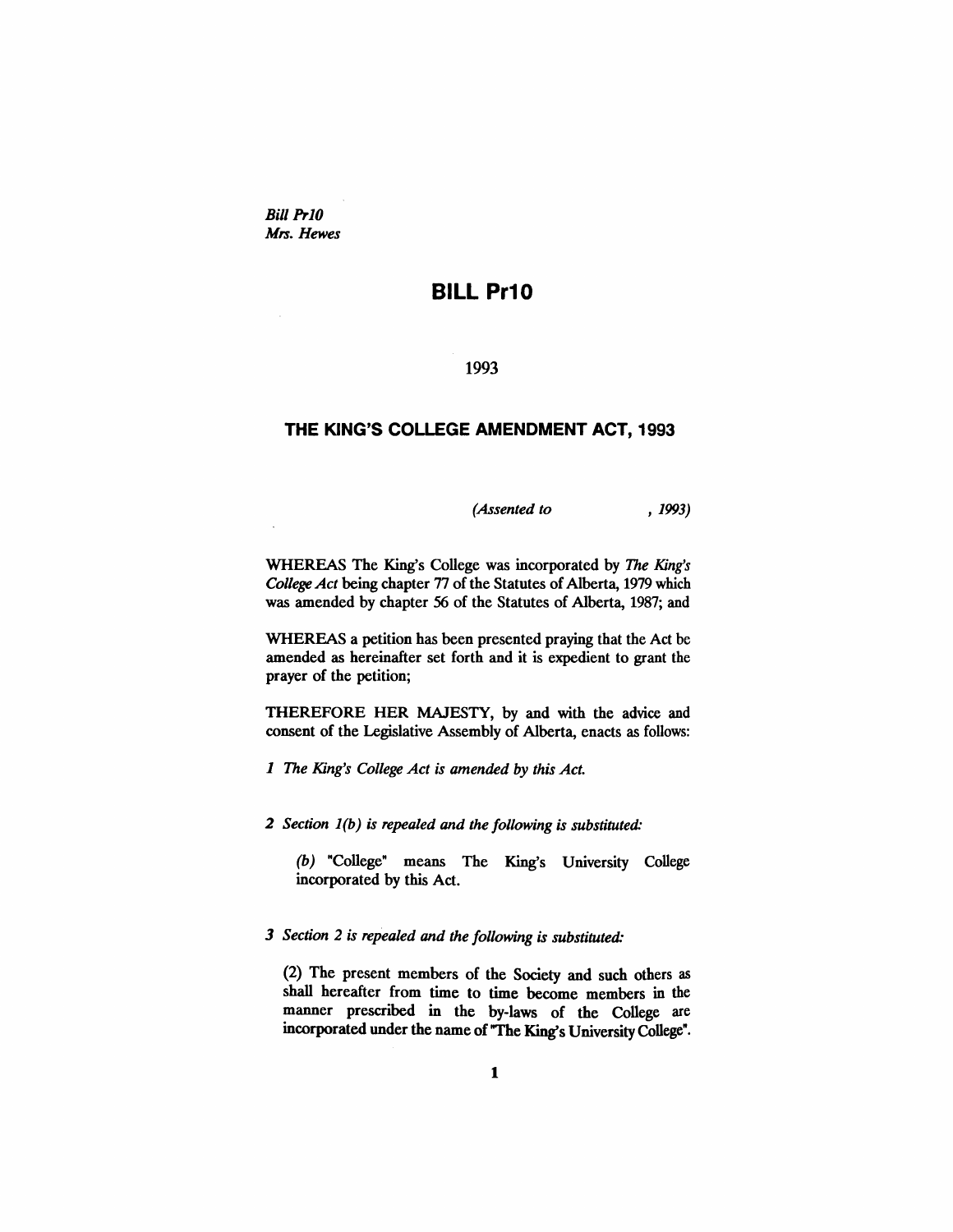*Bill Pr10*
*Mrs. Hewes*

# BILL Pr10

1993

## THE KING'S COLLEGE AMENDMENT ACT, 1993

*(Assented to , 1993)*

WHEREAS The King's College was incorporated by *The King's College Act* being chapter 77 of the Statutes of Alberta, 1979 which was amended by chapter 56 of the Statutes of Alberta, 1987; and

WHEREAS a petition has been presented praying that the Act be amended as hereinafter set forth and it is expedient to grant the prayer of the petition;

THEREFORE HER MAJESTY, by and with the advice and consent of the Legislative Assembly of Alberta, enacts as follows:

*1 The King's College Act is amended by this Act.*

*2 Section 1(b) is repealed and the following is substituted:*

*(b)* "College" means The King's University College incorporated by this Act.

*3 Section 2 is repealed and the following is substituted:*

(2) The present members of the Society and such others as shall hereafter from time to time become members in the manner prescribed in the by-laws of the College are incorporated under the name of "The King's University College".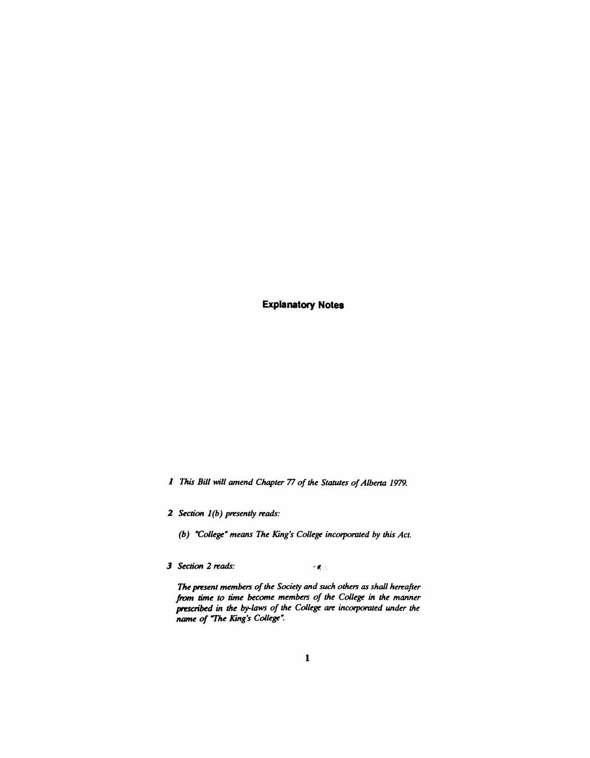## Explanatory Notes

*1 This Bill will amend Chapter 77 of the Statutes of Alberta 1979.*

*2 Section 1(b) presently reads:*

*(b) "College" means The King's College incorporated by this Act.*

*3 Section 2 reads:*

*The present members of the Society and such others as shall hereafter from time to time become members of the College in the manner prescribed in the by-laws of the College are incorporated under the name of "The King's College".*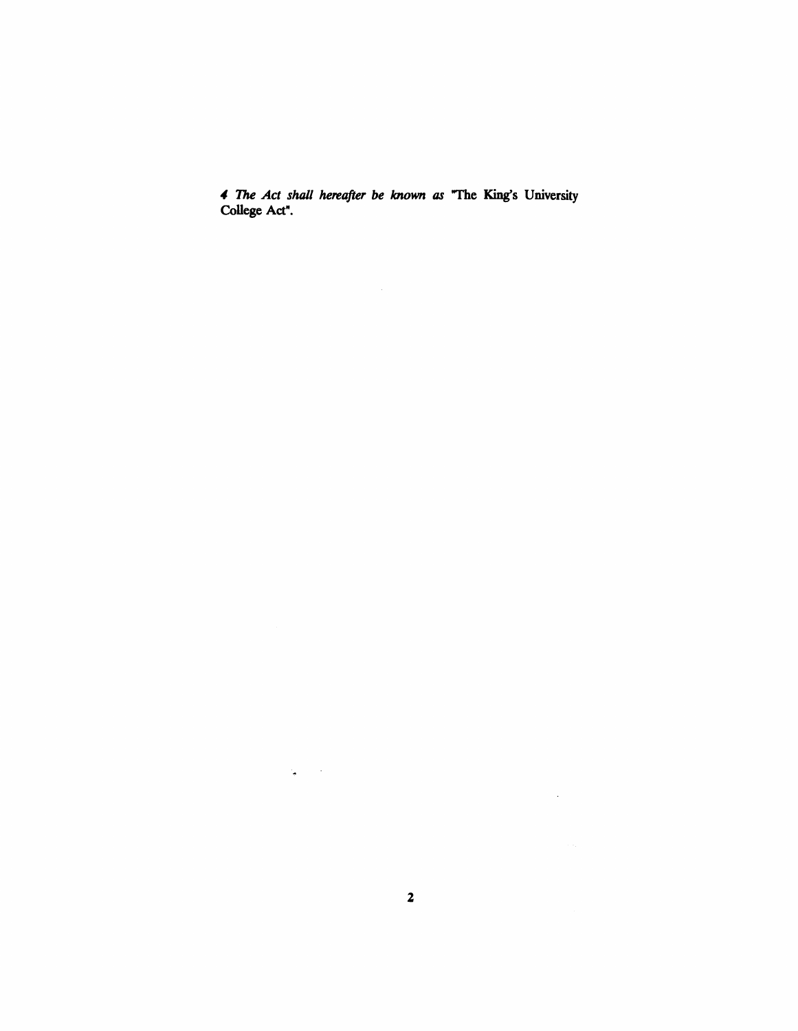*4 The Act shall hereafter be known as* "The King's University College Act".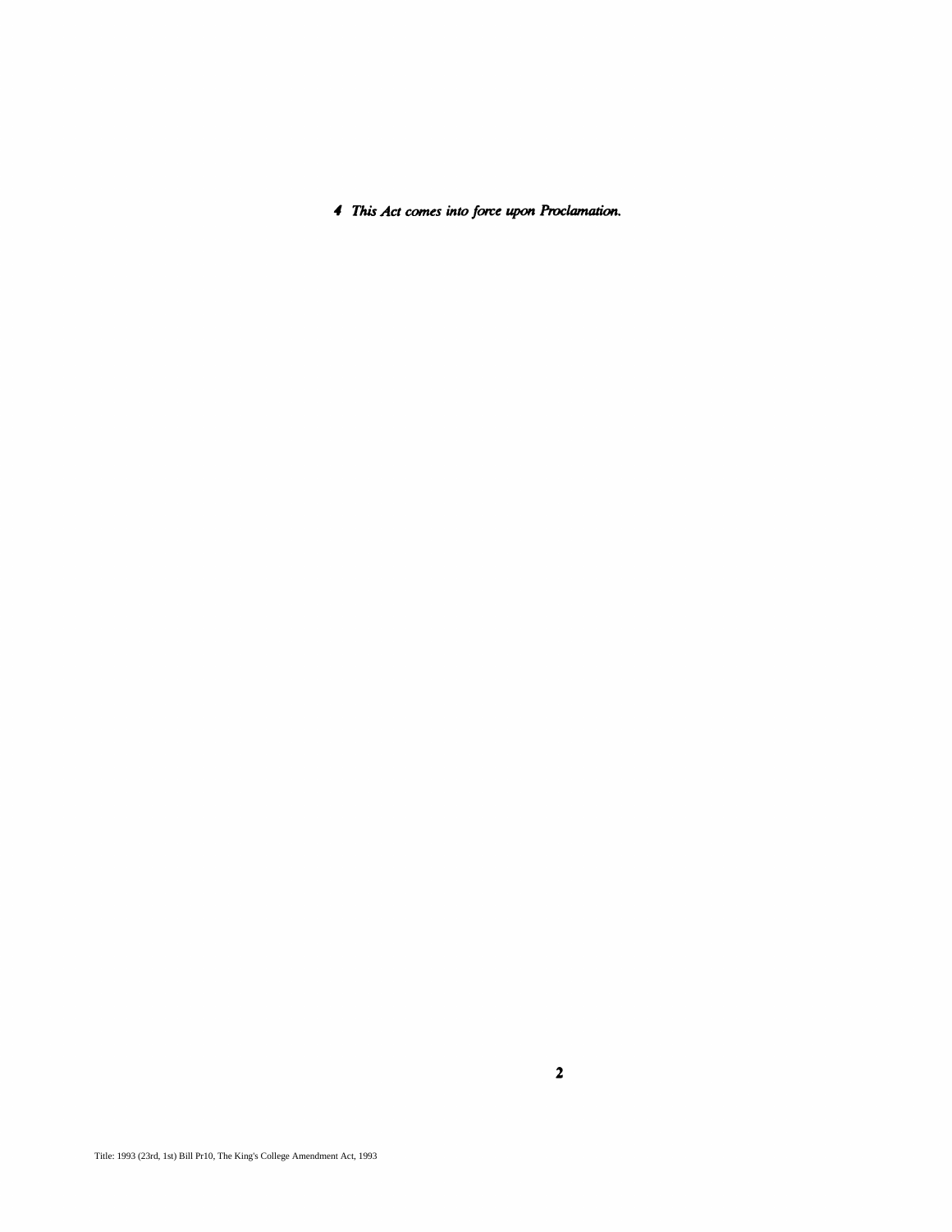*4 This Act comes into force upon Proclamation.*